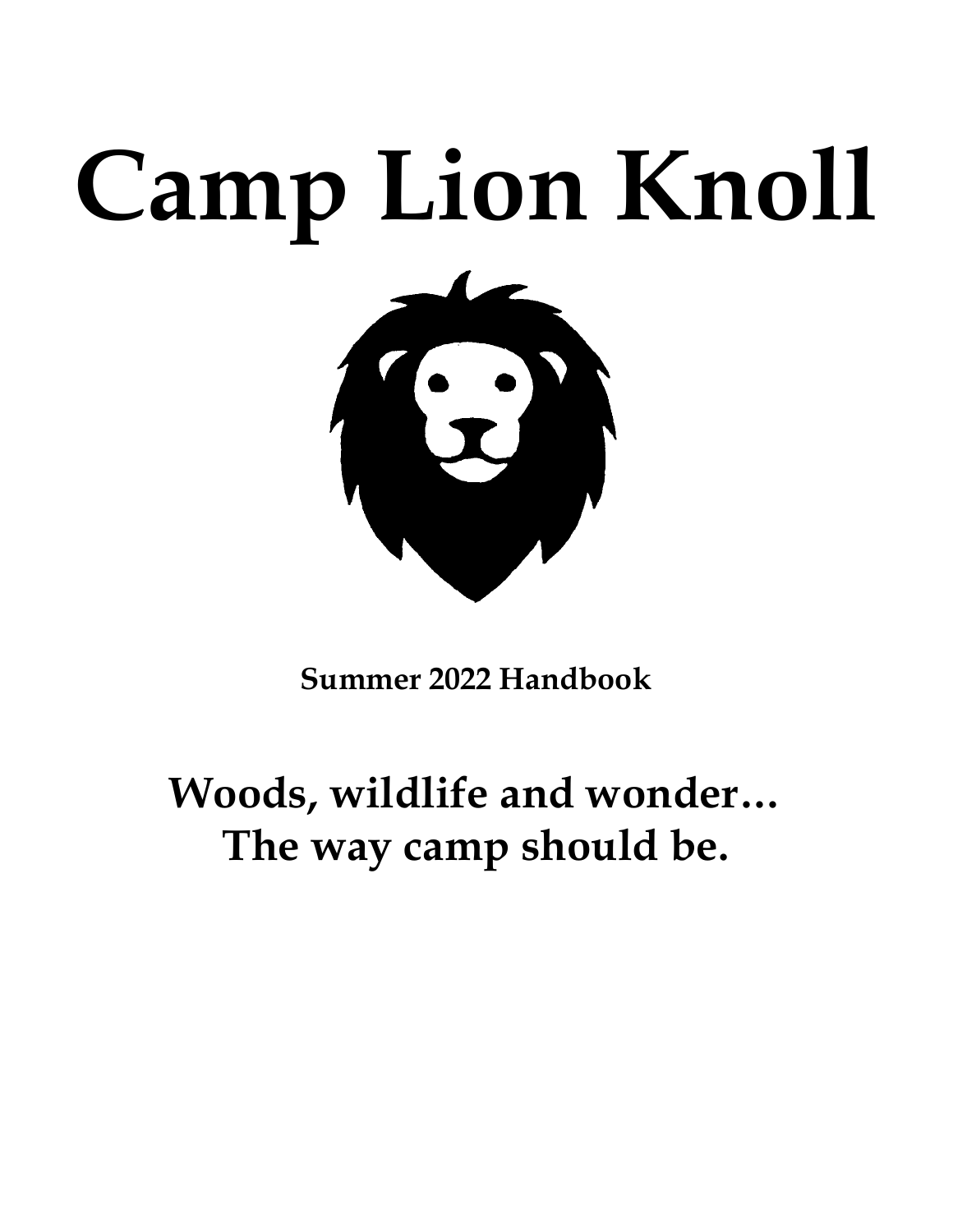# Camp Lion Knoll

**Summer 2022 Handbook**

## Woods, wildlife and wonder… The way camp should be.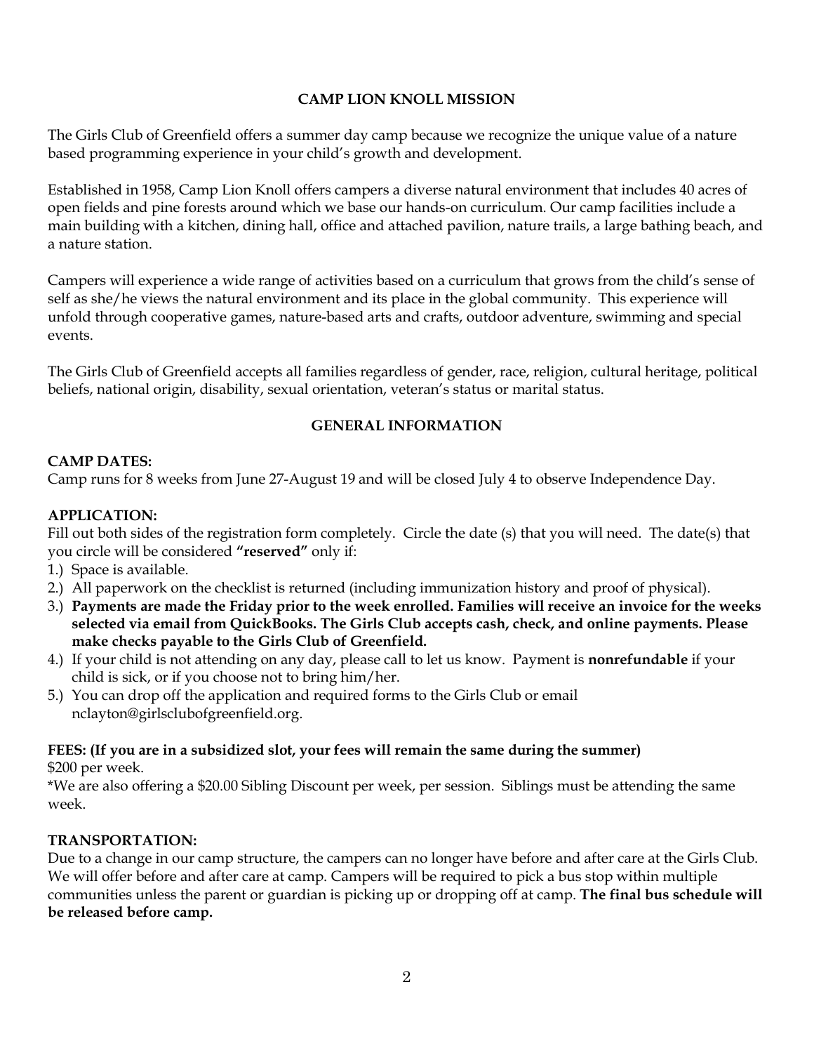## CAMP LION KNOLL MISSION

The Girls Club of Greenfield offers a summer day camp because we recognize the unique value of a nature based programming experience in your child's growth and development.

Established in 1958, Camp Lion Knoll offers campers a diverse natural environment that includes 40 acres of open fields and pine forests around which we base our hands-on curriculum. Our camp facilities include a main building with a kitchen, dining hall, office and attached pavilion, nature trails, a large bathing beach, and a nature station.

Campers will experience a wide range of activities based on a curriculum that grows from the child's sense of self as she/he views the natural environment and its place in the global community. This experience will unfold through cooperative games, nature-based arts and crafts, outdoor adventure, swimming and special events.

The Girls Club of Greenfield accepts all families regardless of gender, race, religion, cultural heritage, political beliefs, national origin, disability, sexual orientation, veteran's status or marital status.

## GENERAL INFORMATION

**CAMP DATES:**
Camp runs for 8 weeks from June 27-August 19 and will be closed July 4 to observe Independence Day.

**APPLICATION:**
Fill out both sides of the registration form completely. Circle the date (s) that you will need. The date(s) that you circle will be considered **"reserved"** only if:

1.) Space is available.
2.) All paperwork on the checklist is returned (including immunization history and proof of physical).
3.) **Payments are made the Friday prior to the week enrolled. Families will receive an invoice for the weeks selected via email from QuickBooks. The Girls Club accepts cash, check, and online payments. Please make checks payable to the Girls Club of Greenfield.**
4.) If your child is not attending on any day, please call to let us know. Payment is **nonrefundable** if your child is sick, or if you choose not to bring him/her.
5.) You can drop off the application and required forms to the Girls Club or email nclayton@girlsclubofgreenfield.org.

**FEES: (If you are in a subsidized slot, your fees will remain the same during the summer)**
$200 per week.
*We are also offering a $20.00 Sibling Discount per week, per session. Siblings must be attending the same week.

**TRANSPORTATION:**
Due to a change in our camp structure, the campers can no longer have before and after care at the Girls Club. We will offer before and after care at camp. Campers will be required to pick a bus stop within multiple communities unless the parent or guardian is picking up or dropping off at camp. **The final bus schedule will be released before camp.**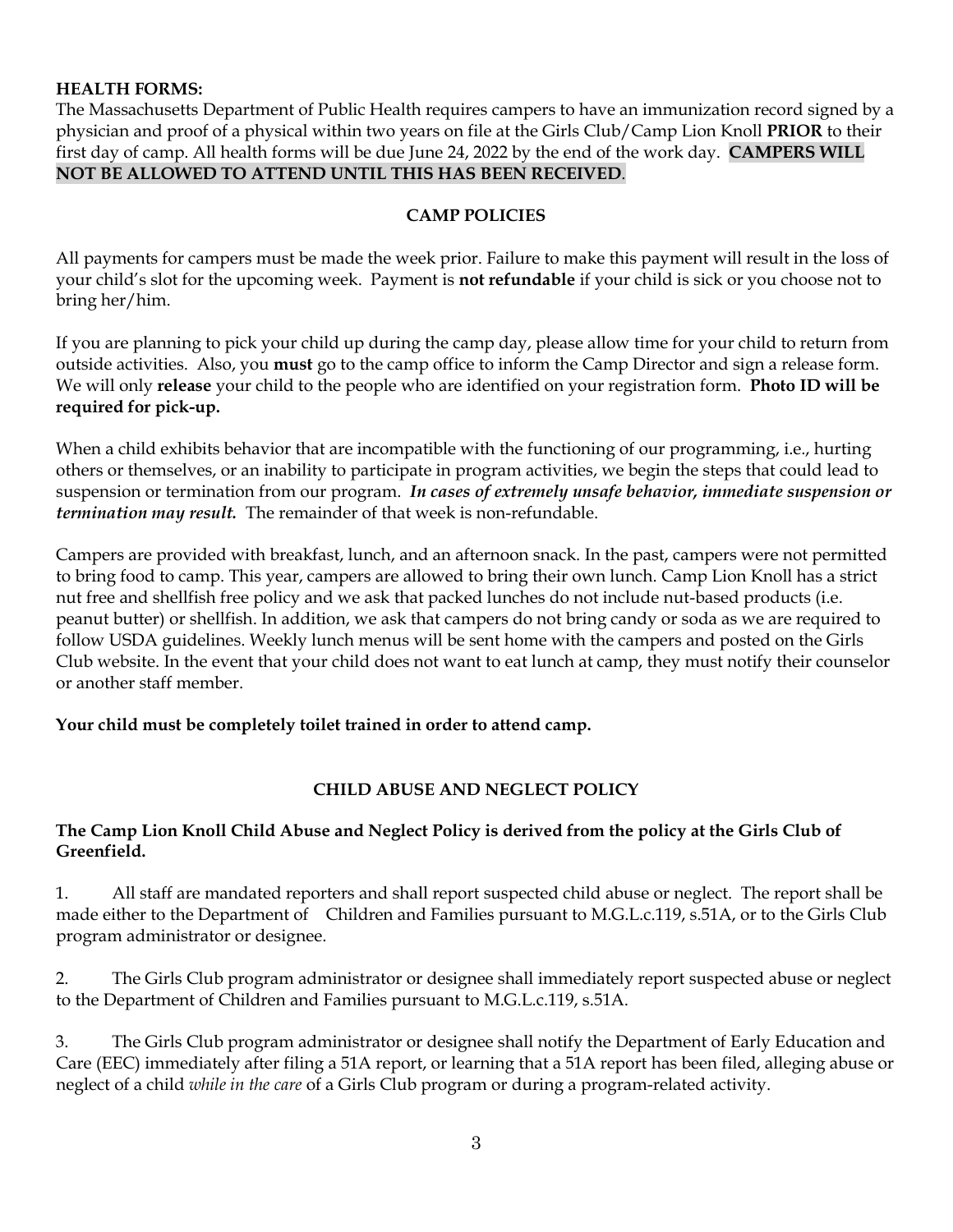**HEALTH FORMS:**
The Massachusetts Department of Public Health requires campers to have an immunization record signed by a physician and proof of a physical within two years on file at the Girls Club/Camp Lion Knoll **PRIOR** to their first day of camp. All health forms will be due June 24, 2022 by the end of the work day. **CAMPERS WILL NOT BE ALLOWED TO ATTEND UNTIL THIS HAS BEEN RECEIVED**.

## CAMP POLICIES

All payments for campers must be made the week prior. Failure to make this payment will result in the loss of your child's slot for the upcoming week. Payment is **not refundable** if your child is sick or you choose not to bring her/him.

If you are planning to pick your child up during the camp day, please allow time for your child to return from outside activities. Also, you **must** go to the camp office to inform the Camp Director and sign a release form. We will only **release** your child to the people who are identified on your registration form. **Photo ID will be required for pick-up.**

When a child exhibits behavior that are incompatible with the functioning of our programming, i.e., hurting others or themselves, or an inability to participate in program activities, we begin the steps that could lead to suspension or termination from our program. ***In cases of extremely unsafe behavior, immediate suspension or termination may result.*** The remainder of that week is non-refundable.

Campers are provided with breakfast, lunch, and an afternoon snack. In the past, campers were not permitted to bring food to camp. This year, campers are allowed to bring their own lunch. Camp Lion Knoll has a strict nut free and shellfish free policy and we ask that packed lunches do not include nut-based products (i.e. peanut butter) or shellfish. In addition, we ask that campers do not bring candy or soda as we are required to follow USDA guidelines. Weekly lunch menus will be sent home with the campers and posted on the Girls Club website. In the event that your child does not want to eat lunch at camp, they must notify their counselor or another staff member.

**Your child must be completely toilet trained in order to attend camp.**

## CHILD ABUSE AND NEGLECT POLICY

**The Camp Lion Knoll Child Abuse and Neglect Policy is derived from the policy at the Girls Club of Greenfield.**

1. All staff are mandated reporters and shall report suspected child abuse or neglect. The report shall be made either to the Department of Children and Families pursuant to M.G.L.c.119, s.51A, or to the Girls Club program administrator or designee.

2. The Girls Club program administrator or designee shall immediately report suspected abuse or neglect to the Department of Children and Families pursuant to M.G.L.c.119, s.51A.

3. The Girls Club program administrator or designee shall notify the Department of Early Education and Care (EEC) immediately after filing a 51A report, or learning that a 51A report has been filed, alleging abuse or neglect of a child *while in the care* of a Girls Club program or during a program-related activity.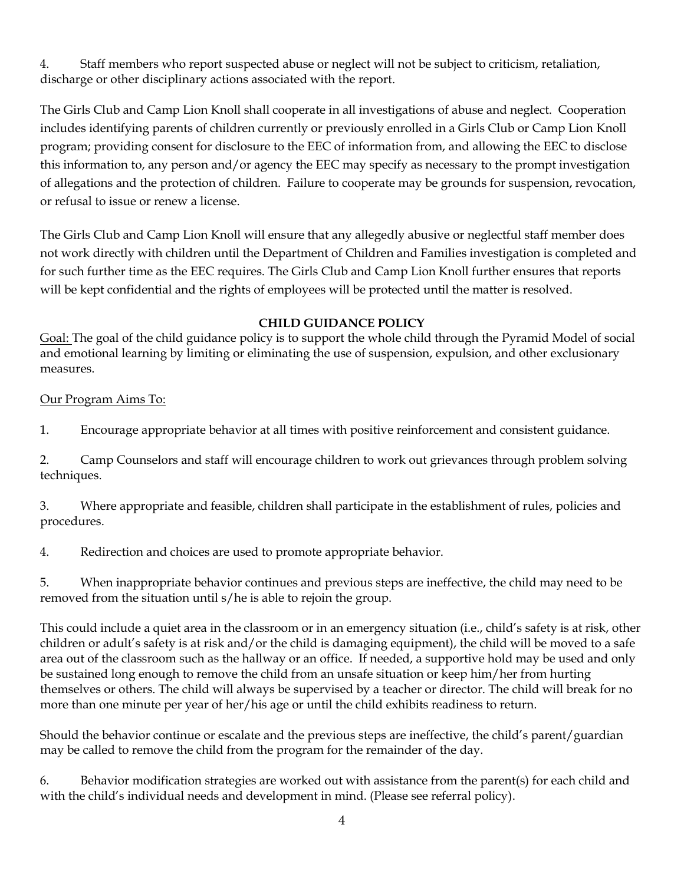4. Staff members who report suspected abuse or neglect will not be subject to criticism, retaliation, discharge or other disciplinary actions associated with the report.

The Girls Club and Camp Lion Knoll shall cooperate in all investigations of abuse and neglect. Cooperation includes identifying parents of children currently or previously enrolled in a Girls Club or Camp Lion Knoll program; providing consent for disclosure to the EEC of information from, and allowing the EEC to disclose this information to, any person and/or agency the EEC may specify as necessary to the prompt investigation of allegations and the protection of children. Failure to cooperate may be grounds for suspension, revocation, or refusal to issue or renew a license.

The Girls Club and Camp Lion Knoll will ensure that any allegedly abusive or neglectful staff member does not work directly with children until the Department of Children and Families investigation is completed and for such further time as the EEC requires. The Girls Club and Camp Lion Knoll further ensures that reports will be kept confidential and the rights of employees will be protected until the matter is resolved.

## CHILD GUIDANCE POLICY

Goal: The goal of the child guidance policy is to support the whole child through the Pyramid Model of social and emotional learning by limiting or eliminating the use of suspension, expulsion, and other exclusionary measures.

Our Program Aims To:

1. Encourage appropriate behavior at all times with positive reinforcement and consistent guidance.

2. Camp Counselors and staff will encourage children to work out grievances through problem solving techniques.

3. Where appropriate and feasible, children shall participate in the establishment of rules, policies and procedures.

4. Redirection and choices are used to promote appropriate behavior.

5. When inappropriate behavior continues and previous steps are ineffective, the child may need to be removed from the situation until s/he is able to rejoin the group.

This could include a quiet area in the classroom or in an emergency situation (i.e., child's safety is at risk, other children or adult's safety is at risk and/or the child is damaging equipment), the child will be moved to a safe area out of the classroom such as the hallway or an office. If needed, a supportive hold may be used and only be sustained long enough to remove the child from an unsafe situation or keep him/her from hurting themselves or others. The child will always be supervised by a teacher or director. The child will break for no more than one minute per year of her/his age or until the child exhibits readiness to return.

Should the behavior continue or escalate and the previous steps are ineffective, the child's parent/guardian may be called to remove the child from the program for the remainder of the day.

6. Behavior modification strategies are worked out with assistance from the parent(s) for each child and with the child's individual needs and development in mind. (Please see referral policy).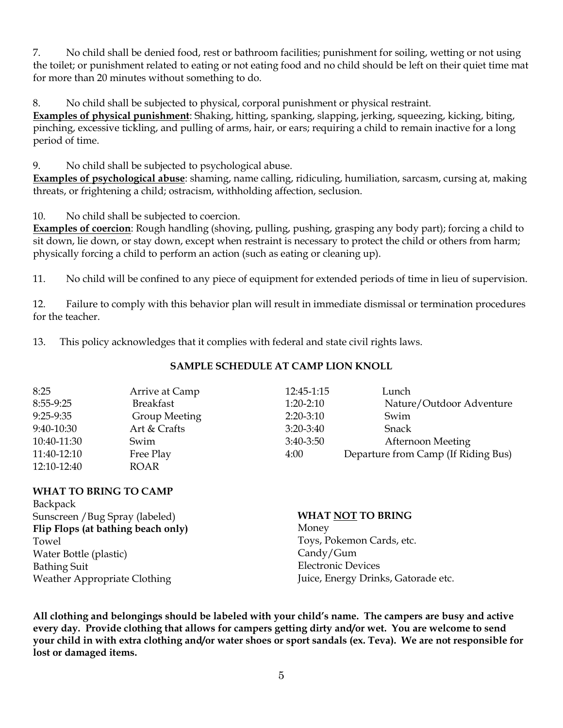7. No child shall be denied food, rest or bathroom facilities; punishment for soiling, wetting or not using the toilet; or punishment related to eating or not eating food and no child should be left on their quiet time mat for more than 20 minutes without something to do.

8. No child shall be subjected to physical, corporal punishment or physical restraint.
**Examples of physical punishment**: Shaking, hitting, spanking, slapping, jerking, squeezing, kicking, biting, pinching, excessive tickling, and pulling of arms, hair, or ears; requiring a child to remain inactive for a long period of time.

9. No child shall be subjected to psychological abuse.
**Examples of psychological abuse**: shaming, name calling, ridiculing, humiliation, sarcasm, cursing at, making threats, or frightening a child; ostracism, withholding affection, seclusion.

10. No child shall be subjected to coercion.
**Examples of coercion**: Rough handling (shoving, pulling, pushing, grasping any body part); forcing a child to sit down, lie down, or stay down, except when restraint is necessary to protect the child or others from harm; physically forcing a child to perform an action (such as eating or cleaning up).

11. No child will be confined to any piece of equipment for extended periods of time in lieu of supervision.

12. Failure to comply with this behavior plan will result in immediate dismissal or termination procedures for the teacher.

13. This policy acknowledges that it complies with federal and state civil rights laws.

## SAMPLE SCHEDULE AT CAMP LION KNOLL

| Time | Activity |
| --- | --- |
| 8:25 | Arrive at Camp |
| 8:55-9:25 | Breakfast |
| 9:25-9:35 | Group Meeting |
| 9:40-10:30 | Art & Crafts |
| 10:40-11:30 | Swim |
| 11:40-12:10 | Free Play |
| 12:10-12:40 | ROAR |
| 12:45-1:15 | Lunch |
| 1:20-2:10 | Nature/Outdoor Adventure |
| 2:20-3:10 | Swim |
| 3:20-3:40 | Snack |
| 3:40-3:50 | Afternoon Meeting |
| 4:00 | Departure from Camp (If Riding Bus) |

**WHAT TO BRING TO CAMP**

Backpack
Sunscreen /Bug Spray (labeled)
**Flip Flops (at bathing beach only)**
Towel
Water Bottle (plastic)
Bathing Suit
Weather Appropriate Clothing

**WHAT NOT TO BRING**

Money
Toys, Pokemon Cards, etc.
Candy/Gum
Electronic Devices
Juice, Energy Drinks, Gatorade etc.

**All clothing and belongings should be labeled with your child's name. The campers are busy and active every day. Provide clothing that allows for campers getting dirty and/or wet. You are welcome to send your child in with extra clothing and/or water shoes or sport sandals (ex. Teva). We are not responsible for lost or damaged items.**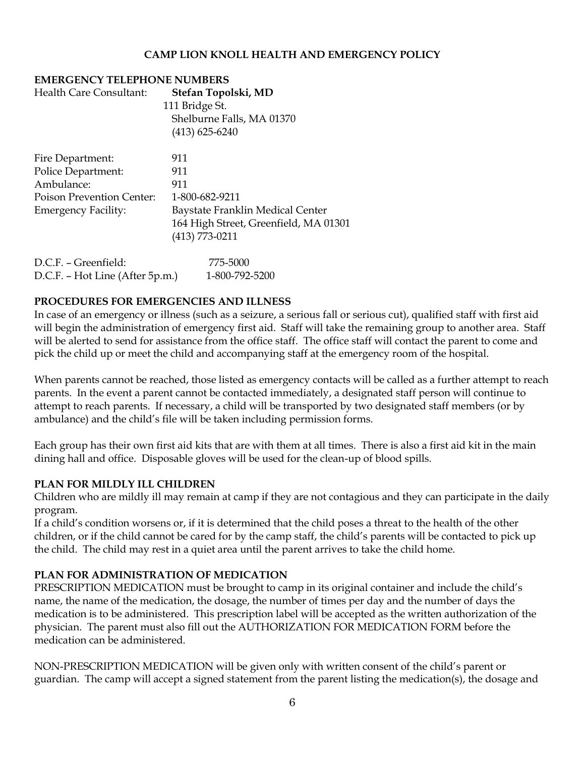# CAMP LION KNOLL HEALTH AND EMERGENCY POLICY

## EMERGENCY TELEPHONE NUMBERS

| | |
|---|---|
| Health Care Consultant: | **Stefan Topolski, MD**<br>111 Bridge St.<br>Shelburne Falls, MA 01370<br>(413) 625-6240 |
| Fire Department: | 911 |
| Police Department: | 911 |
| Ambulance: | 911 |
| Poison Prevention Center: | 1-800-682-9211 |
| Emergency Facility: | Baystate Franklin Medical Center<br>164 High Street, Greenfield, MA 01301<br>(413) 773-0211 |
| D.C.F. – Greenfield: | 775-5000 |
| D.C.F. – Hot Line (After 5p.m.) | 1-800-792-5200 |

## PROCEDURES FOR EMERGENCIES AND ILLNESS

In case of an emergency or illness (such as a seizure, a serious fall or serious cut), qualified staff with first aid will begin the administration of emergency first aid. Staff will take the remaining group to another area. Staff will be alerted to send for assistance from the office staff. The office staff will contact the parent to come and pick the child up or meet the child and accompanying staff at the emergency room of the hospital.

When parents cannot be reached, those listed as emergency contacts will be called as a further attempt to reach parents. In the event a parent cannot be contacted immediately, a designated staff person will continue to attempt to reach parents. If necessary, a child will be transported by two designated staff members (or by ambulance) and the child's file will be taken including permission forms.

Each group has their own first aid kits that are with them at all times. There is also a first aid kit in the main dining hall and office. Disposable gloves will be used for the clean-up of blood spills.

## PLAN FOR MILDLY ILL CHILDREN

Children who are mildly ill may remain at camp if they are not contagious and they can participate in the daily program.

If a child's condition worsens or, if it is determined that the child poses a threat to the health of the other children, or if the child cannot be cared for by the camp staff, the child's parents will be contacted to pick up the child. The child may rest in a quiet area until the parent arrives to take the child home.

## PLAN FOR ADMINISTRATION OF MEDICATION

PRESCRIPTION MEDICATION must be brought to camp in its original container and include the child's name, the name of the medication, the dosage, the number of times per day and the number of days the medication is to be administered. This prescription label will be accepted as the written authorization of the physician. The parent must also fill out the AUTHORIZATION FOR MEDICATION FORM before the medication can be administered.

NON-PRESCRIPTION MEDICATION will be given only with written consent of the child's parent or guardian. The camp will accept a signed statement from the parent listing the medication(s), the dosage and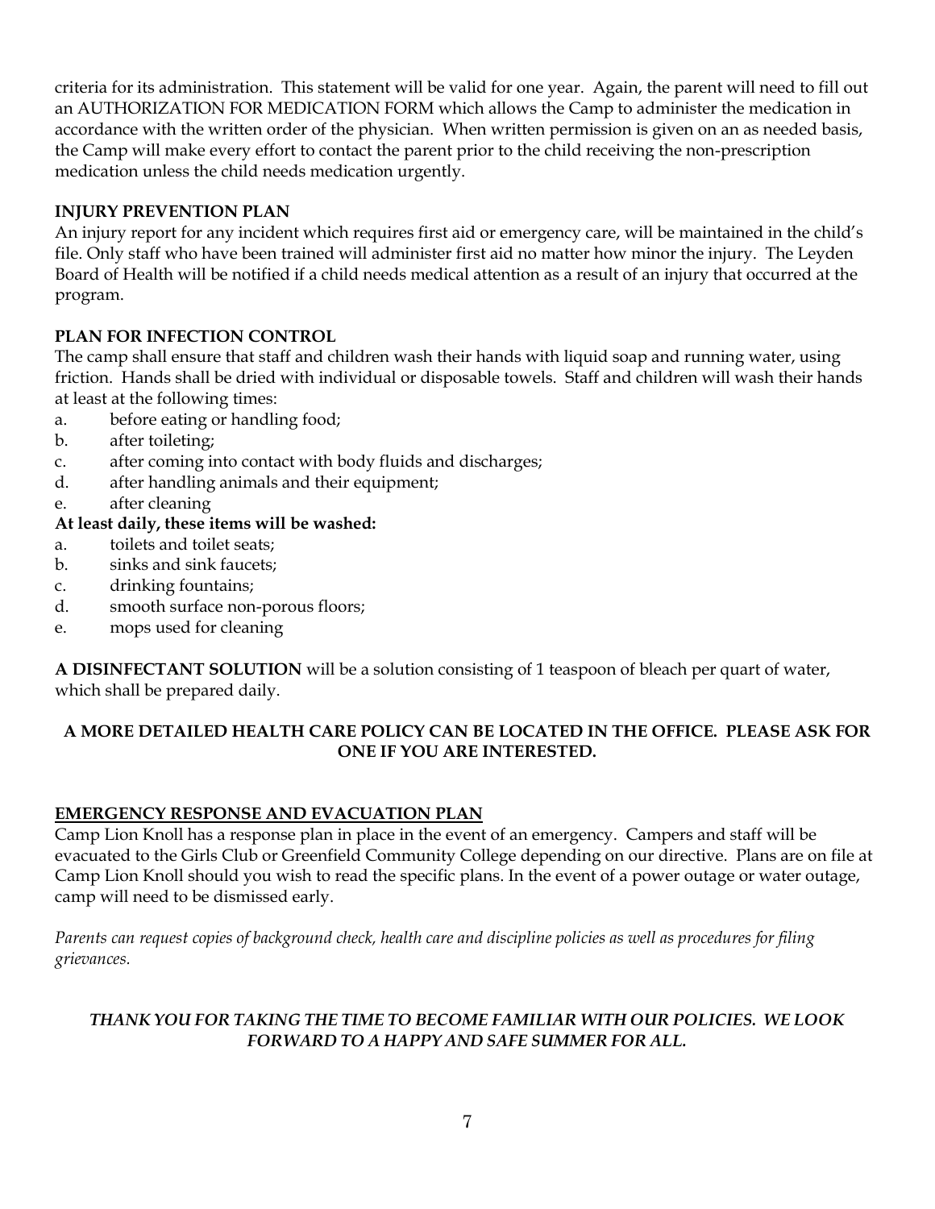criteria for its administration. This statement will be valid for one year. Again, the parent will need to fill out an AUTHORIZATION FOR MEDICATION FORM which allows the Camp to administer the medication in accordance with the written order of the physician. When written permission is given on an as needed basis, the Camp will make every effort to contact the parent prior to the child receiving the non-prescription medication unless the child needs medication urgently.

**INJURY PREVENTION PLAN**

An injury report for any incident which requires first aid or emergency care, will be maintained in the child's file. Only staff who have been trained will administer first aid no matter how minor the injury. The Leyden Board of Health will be notified if a child needs medical attention as a result of an injury that occurred at the program.

**PLAN FOR INFECTION CONTROL**

The camp shall ensure that staff and children wash their hands with liquid soap and running water, using friction. Hands shall be dried with individual or disposable towels. Staff and children will wash their hands at least at the following times:

a. before eating or handling food;
b. after toileting;
c. after coming into contact with body fluids and discharges;
d. after handling animals and their equipment;
e. after cleaning

**At least daily, these items will be washed:**

a. toilets and toilet seats;
b. sinks and sink faucets;
c. drinking fountains;
d. smooth surface non-porous floors;
e. mops used for cleaning

**A DISINFECTANT SOLUTION** will be a solution consisting of 1 teaspoon of bleach per quart of water, which shall be prepared daily.

**A MORE DETAILED HEALTH CARE POLICY CAN BE LOCATED IN THE OFFICE. PLEASE ASK FOR ONE IF YOU ARE INTERESTED.**

**EMERGENCY RESPONSE AND EVACUATION PLAN**

Camp Lion Knoll has a response plan in place in the event of an emergency. Campers and staff will be evacuated to the Girls Club or Greenfield Community College depending on our directive. Plans are on file at Camp Lion Knoll should you wish to read the specific plans. In the event of a power outage or water outage, camp will need to be dismissed early.

*Parents can request copies of background check, health care and discipline policies as well as procedures for filing grievances.*

***THANK YOU FOR TAKING THE TIME TO BECOME FAMILIAR WITH OUR POLICIES. WE LOOK FORWARD TO A HAPPY AND SAFE SUMMER FOR ALL.***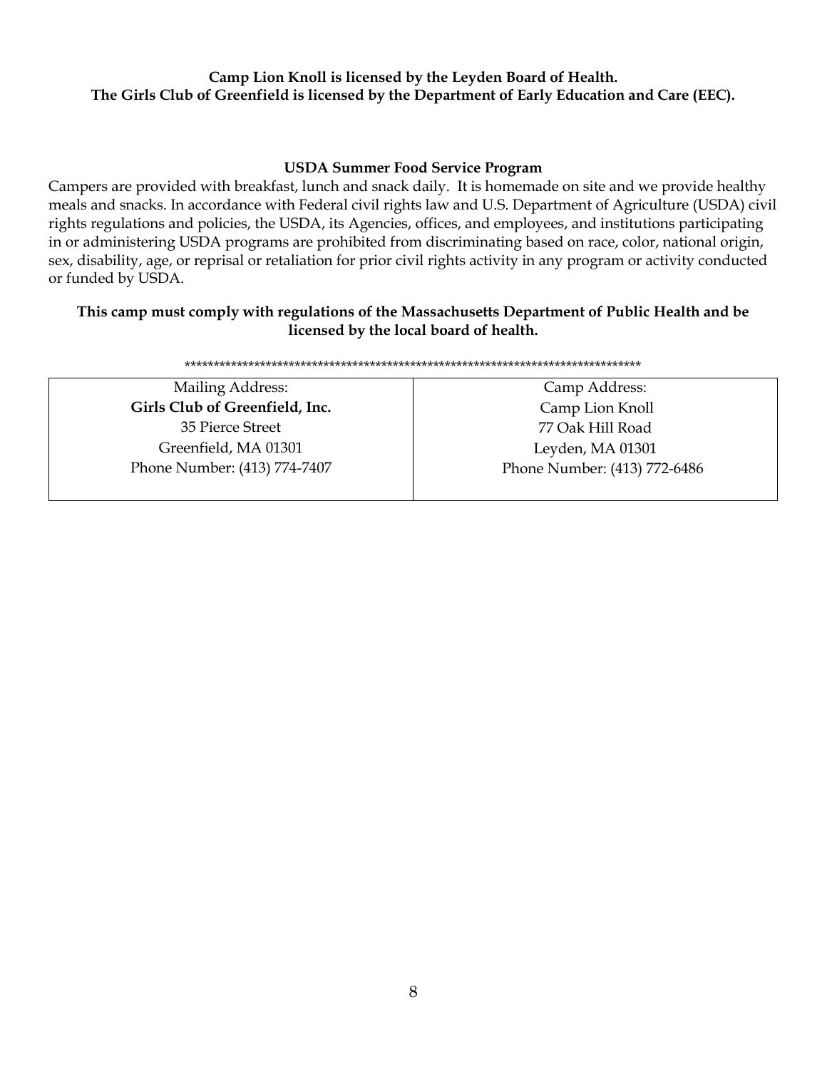**Camp Lion Knoll is licensed by the Leyden Board of Health.**
**The Girls Club of Greenfield is licensed by the Department of Early Education and Care (EEC).**

**USDA Summer Food Service Program**

Campers are provided with breakfast, lunch and snack daily. It is homemade on site and we provide healthy meals and snacks. In accordance with Federal civil rights law and U.S. Department of Agriculture (USDA) civil rights regulations and policies, the USDA, its Agencies, offices, and employees, and institutions participating in or administering USDA programs are prohibited from discriminating based on race, color, national origin, sex, disability, age, or reprisal or retaliation for prior civil rights activity in any program or activity conducted or funded by USDA.

**This camp must comply with regulations of the Massachusetts Department of Public Health and be licensed by the local board of health.**

\*\*\*\*\*\*\*\*\*\*\*\*\*\*\*\*\*\*\*\*\*\*\*\*\*\*\*\*\*\*\*\*\*\*\*\*\*\*\*\*\*\*\*\*\*\*\*\*\*\*\*\*\*\*\*\*\*\*\*\*\*\*\*\*\*\*\*\*\*\*\*\*\*\*\*\*\*\*\*\*\*\*\*\*

| | |
|---|---|
| Mailing Address:<br>**Girls Club of Greenfield, Inc.**<br>35 Pierce Street<br>Greenfield, MA 01301<br>Phone Number: (413) 774-7407 | Camp Address:<br>Camp Lion Knoll<br>77 Oak Hill Road<br>Leyden, MA 01301<br>Phone Number: (413) 772-6486 |